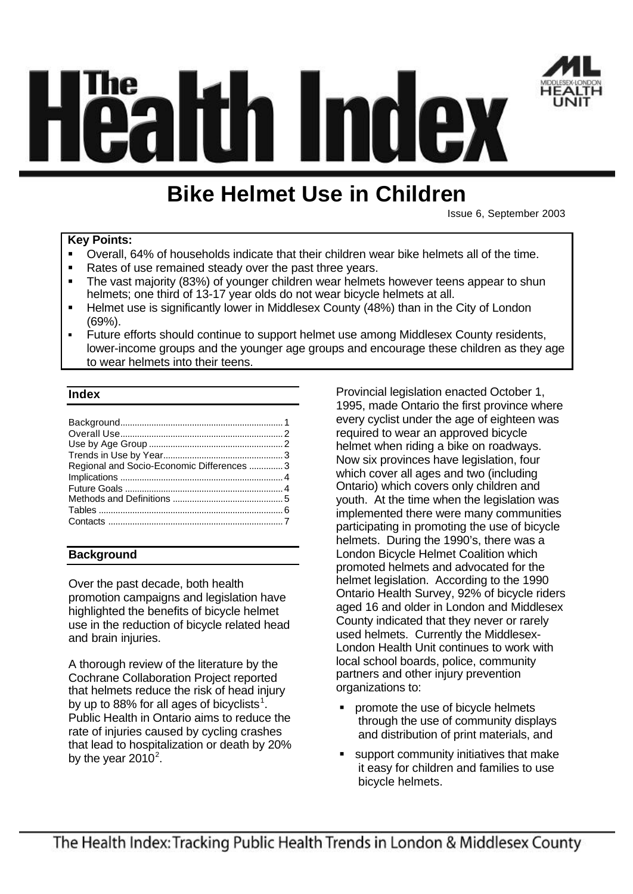# The Health Index

## Bike Helmet Use in Children

Issue 6, September 2003

**Key Points:**

- Overall, 64% of households indicate that their children wear bike helmets all of the time.
- Rates of use remained steady over the past three years.
- The vast majority (83%) of younger children wear helmets however teens appear to shun helmets; one third of 13-17 year olds do not wear bicycle helmets at all.
- Helmet use is significantly lower in Middlesex County (48%) than in the City of London (69%).
- Future efforts should continue to support helmet use among Middlesex County residents, lower-income groups and the younger age groups and encourage these children as they age to wear helmets into their teens.

### Index

| | |
|---|---|
| Background | 1 |
| Overall Use | 2 |
| Use by Age Group | 2 |
| Trends in Use by Year | 3 |
| Regional and Socio-Economic Differences | 3 |
| Implications | 4 |
| Future Goals | 4 |
| Methods and Definitions | 5 |
| Tables | 6 |
| Contacts | 7 |

### Background

Over the past decade, both health promotion campaigns and legislation have highlighted the benefits of bicycle helmet use in the reduction of bicycle related head and brain injuries.

A thorough review of the literature by the Cochrane Collaboration Project reported that helmets reduce the risk of head injury by up to 88% for all ages of bicyclists[1]. Public Health in Ontario aims to reduce the rate of injuries caused by cycling crashes that lead to hospitalization or death by 20% by the year 2010[2].

Provincial legislation enacted October 1, 1995, made Ontario the first province where every cyclist under the age of eighteen was required to wear an approved bicycle helmet when riding a bike on roadways. Now six provinces have legislation, four which cover all ages and two (including Ontario) which covers only children and youth. At the time when the legislation was implemented there were many communities participating in promoting the use of bicycle helmets. During the 1990's, there was a London Bicycle Helmet Coalition which promoted helmets and advocated for the helmet legislation. According to the 1990 Ontario Health Survey, 92% of bicycle riders aged 16 and older in London and Middlesex County indicated that they never or rarely used helmets. Currently the Middlesex-London Health Unit continues to work with local school boards, police, community partners and other injury prevention organizations to:

- promote the use of bicycle helmets through the use of community displays and distribution of print materials, and
- support community initiatives that make it easy for children and families to use bicycle helmets.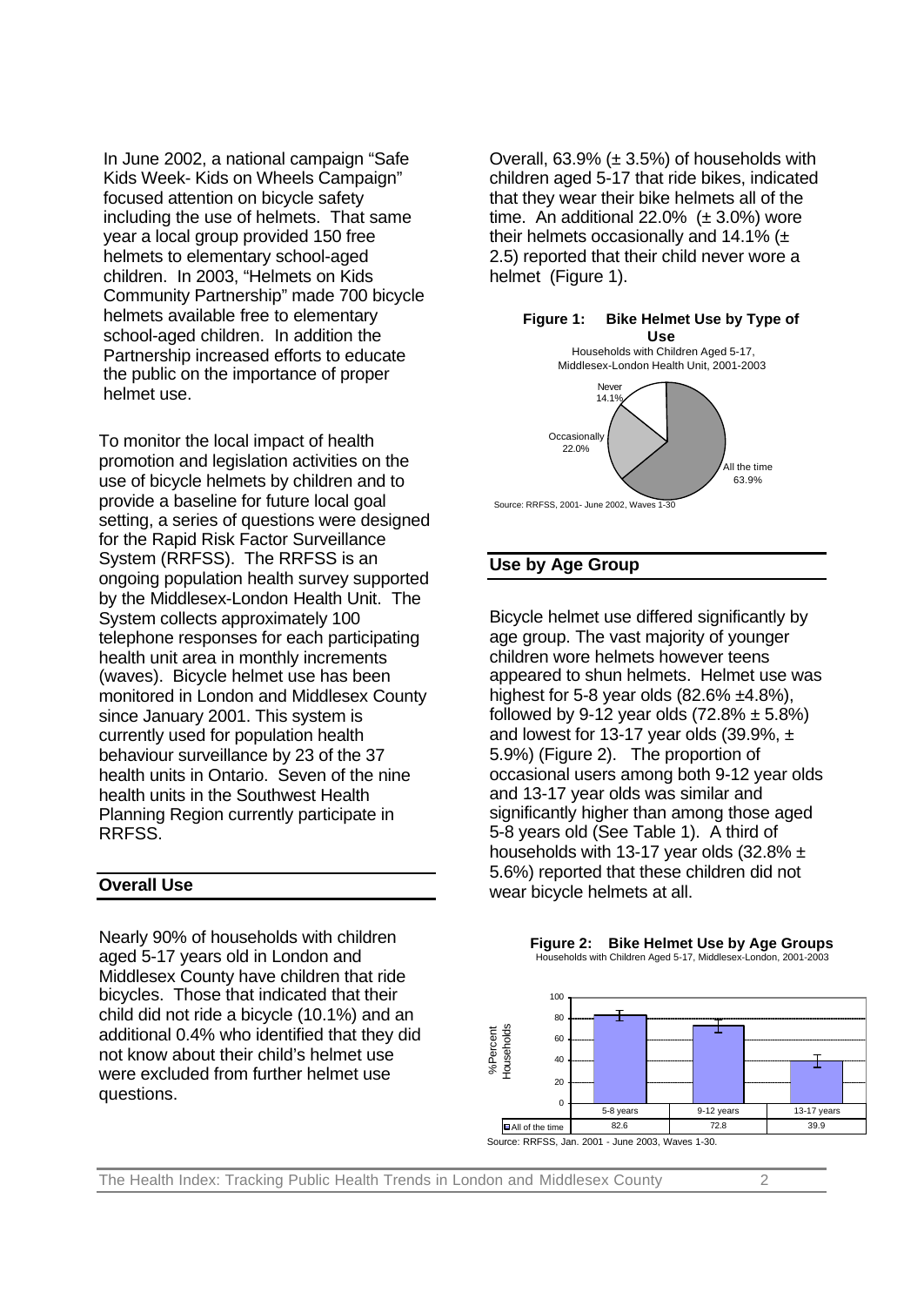In June 2002, a national campaign "Safe Kids Week- Kids on Wheels Campaign" focused attention on bicycle safety including the use of helmets. That same year a local group provided 150 free helmets to elementary school-aged children. In 2003, "Helmets on Kids Community Partnership" made 700 bicycle helmets available free to elementary school-aged children. In addition the Partnership increased efforts to educate the public on the importance of proper helmet use.

To monitor the local impact of health promotion and legislation activities on the use of bicycle helmets by children and to provide a baseline for future local goal setting, a series of questions were designed for the Rapid Risk Factor Surveillance System (RRFSS). The RRFSS is an ongoing population health survey supported by the Middlesex-London Health Unit. The System collects approximately 100 telephone responses for each participating health unit area in monthly increments (waves). Bicycle helmet use has been monitored in London and Middlesex County since January 2001. This system is currently used for population health behaviour surveillance by 23 of the 37 health units in Ontario. Seven of the nine health units in the Southwest Health Planning Region currently participate in RRFSS.

## Overall Use

Nearly 90% of households with children aged 5-17 years old in London and Middlesex County have children that ride bicycles. Those that indicated that their child did not ride a bicycle (10.1%) and an additional 0.4% who identified that they did not know about their child's helmet use were excluded from further helmet use questions.

Overall, 63.9% (± 3.5%) of households with children aged 5-17 that ride bikes, indicated that they wear their bike helmets all of the time. An additional 22.0% (± 3.0%) wore their helmets occasionally and 14.1% (± 2.5) reported that their child never wore a helmet (Figure 1).

**Figure 1: Bike Helmet Use by Type of Use**
Households with Children Aged 5-17, Middlesex-London Health Unit, 2001-2003

| Type of Use | % |
|---|---|
| All the time | 63.9% |
| Occasionally | 22.0% |
| Never | 14.1% |

Source: RRFSS, 2001- June 2002, Waves 1-30

## Use by Age Group

Bicycle helmet use differed significantly by age group. The vast majority of younger children wore helmets however teens appeared to shun helmets. Helmet use was highest for 5-8 year olds (82.6% ±4.8%), followed by 9-12 year olds (72.8% ± 5.8%) and lowest for 13-17 year olds (39.9%, ± 5.9%) (Figure 2). The proportion of occasional users among both 9-12 year olds and 13-17 year olds was similar and significantly higher than among those aged 5-8 years old (See Table 1). A third of households with 13-17 year olds (32.8% ± 5.6%) reported that these children did not wear bicycle helmets at all.

**Figure 2: Bike Helmet Use by Age Groups**
Households with Children Aged 5-17, Middlesex-London, 2001-2003

| | 5-8 years | 9-12 years | 13-17 years |
|---|---|---|---|
| All of the time | 82.6 | 72.8 | 39.9 |

Source: RRFSS, Jan. 2001 - June 2003, Waves 1-30.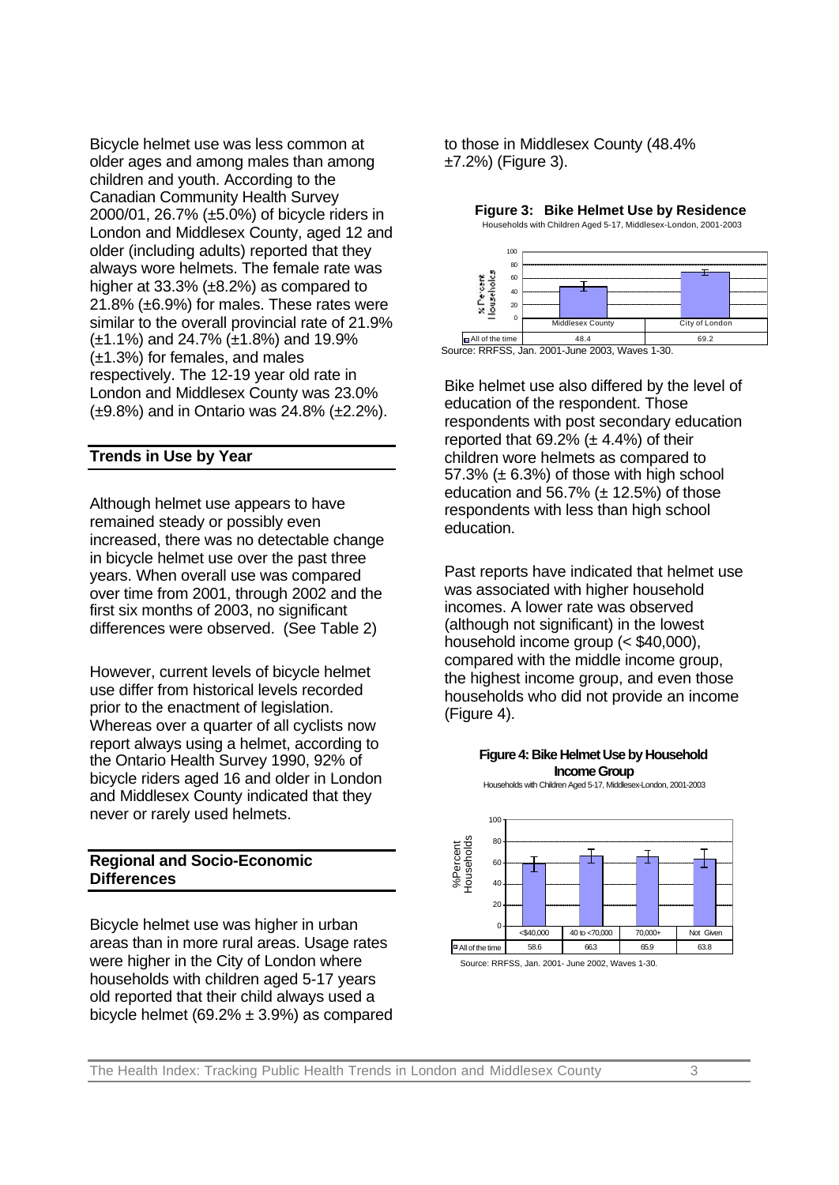Bicycle helmet use was less common at older ages and among males than among children and youth. According to the Canadian Community Health Survey 2000/01, 26.7% (±5.0%) of bicycle riders in London and Middlesex County, aged 12 and older (including adults) reported that they always wore helmets. The female rate was higher at 33.3% (±8.2%) as compared to 21.8% (±6.9%) for males. These rates were similar to the overall provincial rate of 21.9% (±1.1%) and 24.7% (±1.8%) and 19.9% (±1.3%) for females, and males respectively. The 12-19 year old rate in London and Middlesex County was 23.0% (±9.8%) and in Ontario was 24.8% (±2.2%).

## Trends in Use by Year

Although helmet use appears to have remained steady or possibly even increased, there was no detectable change in bicycle helmet use over the past three years. When overall use was compared over time from 2001, through 2002 and the first six months of 2003, no significant differences were observed. (See Table 2)

However, current levels of bicycle helmet use differ from historical levels recorded prior to the enactment of legislation. Whereas over a quarter of all cyclists now report always using a helmet, according to the Ontario Health Survey 1990, 92% of bicycle riders aged 16 and older in London and Middlesex County indicated that they never or rarely used helmets.

## Regional and Socio-Economic Differences

Bicycle helmet use was higher in urban areas than in more rural areas. Usage rates were higher in the City of London where households with children aged 5-17 years old reported that their child always used a bicycle helmet (69.2% ± 3.9%) as compared to those in Middlesex County (48.4% ±7.2%) (Figure 3).

**Figure 3: Bike Helmet Use by Residence**

Households with Children Aged 5-17, Middlesex-London, 2001-2003

| | Middlesex County | City of London |
|---|---|---|
| All of the time | 48.4 | 69.2 |

Source: RRFSS, Jan. 2001-June 2003, Waves 1-30.

Bike helmet use also differed by the level of education of the respondent. Those respondents with post secondary education reported that 69.2% (± 4.4%) of their children wore helmets as compared to 57.3% (± 6.3%) of those with high school education and 56.7% (± 12.5%) of those respondents with less than high school education.

Past reports have indicated that helmet use was associated with higher household incomes. A lower rate was observed (although not significant) in the lowest household income group (< $40,000), compared with the middle income group, the highest income group, and even those households who did not provide an income (Figure 4).

**Figure 4: Bike Helmet Use by Household Income Group**

Households with Children Aged 5-17, Middlesex-London, 2001-2003

| | <$40,000 | 40 to <70,000 | 70,000+ | Not Given |
|---|---|---|---|---|
| All of the time | 58.6 | 66.3 | 65.9 | 63.8 |

Source: RRFSS, Jan. 2001- June 2002, Waves 1-30.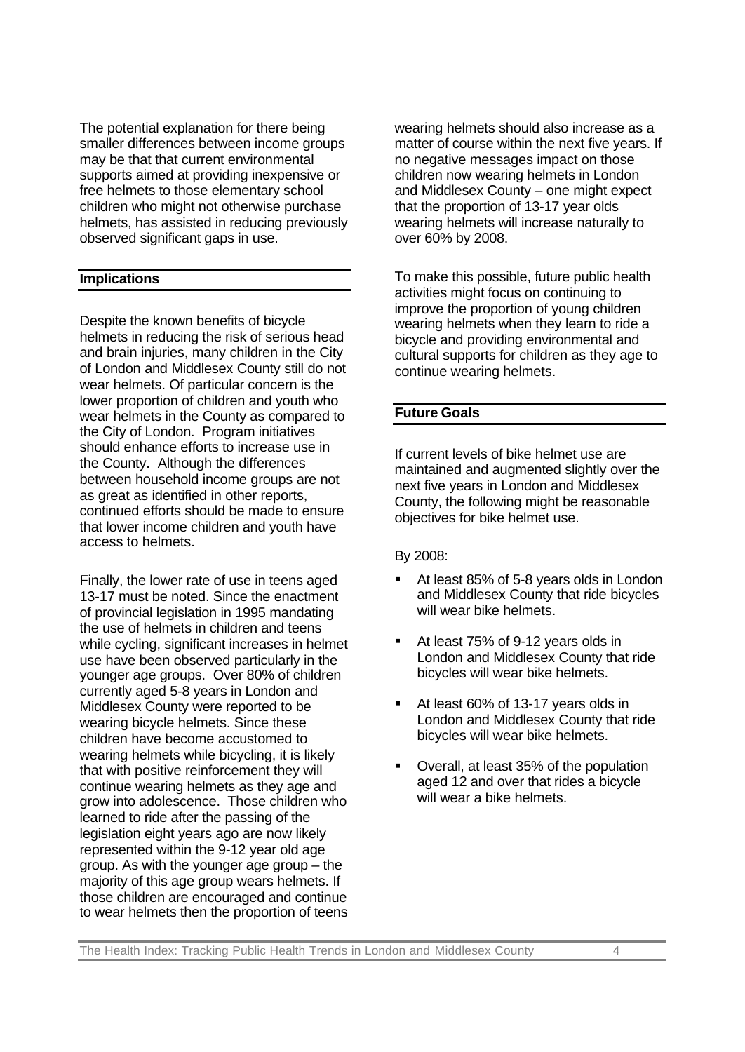The potential explanation for there being smaller differences between income groups may be that that current environmental supports aimed at providing inexpensive or free helmets to those elementary school children who might not otherwise purchase helmets, has assisted in reducing previously observed significant gaps in use.

## Implications

Despite the known benefits of bicycle helmets in reducing the risk of serious head and brain injuries, many children in the City of London and Middlesex County still do not wear helmets. Of particular concern is the lower proportion of children and youth who wear helmets in the County as compared to the City of London. Program initiatives should enhance efforts to increase use in the County. Although the differences between household income groups are not as great as identified in other reports, continued efforts should be made to ensure that lower income children and youth have access to helmets.

Finally, the lower rate of use in teens aged 13-17 must be noted. Since the enactment of provincial legislation in 1995 mandating the use of helmets in children and teens while cycling, significant increases in helmet use have been observed particularly in the younger age groups. Over 80% of children currently aged 5-8 years in London and Middlesex County were reported to be wearing bicycle helmets. Since these children have become accustomed to wearing helmets while bicycling, it is likely that with positive reinforcement they will continue wearing helmets as they age and grow into adolescence. Those children who learned to ride after the passing of the legislation eight years ago are now likely represented within the 9-12 year old age group. As with the younger age group – the majority of this age group wears helmets. If those children are encouraged and continue to wear helmets then the proportion of teens wearing helmets should also increase as a matter of course within the next five years. If no negative messages impact on those children now wearing helmets in London and Middlesex County – one might expect that the proportion of 13-17 year olds wearing helmets will increase naturally to over 60% by 2008.

To make this possible, future public health activities might focus on continuing to improve the proportion of young children wearing helmets when they learn to ride a bicycle and providing environmental and cultural supports for children as they age to continue wearing helmets.

## Future Goals

If current levels of bike helmet use are maintained and augmented slightly over the next five years in London and Middlesex County, the following might be reasonable objectives for bike helmet use.

By 2008:

- At least 85% of 5-8 years olds in London and Middlesex County that ride bicycles will wear bike helmets.
- At least 75% of 9-12 years olds in London and Middlesex County that ride bicycles will wear bike helmets.
- At least 60% of 13-17 years olds in London and Middlesex County that ride bicycles will wear bike helmets.
- Overall, at least 35% of the population aged 12 and over that rides a bicycle will wear a bike helmets.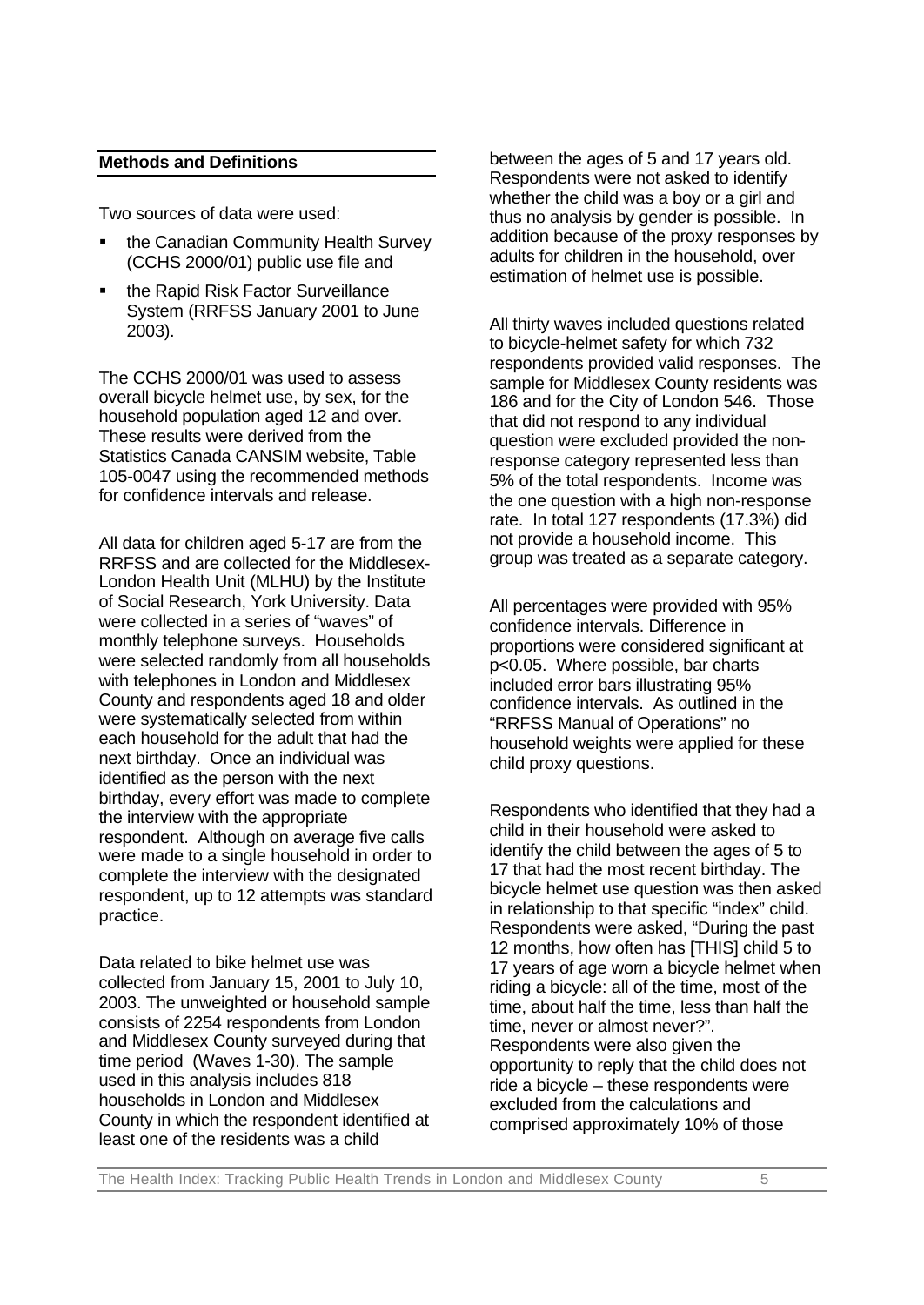## Methods and Definitions

Two sources of data were used:

- the Canadian Community Health Survey (CCHS 2000/01) public use file and
- the Rapid Risk Factor Surveillance System (RRFSS January 2001 to June 2003).

The CCHS 2000/01 was used to assess overall bicycle helmet use, by sex, for the household population aged 12 and over. These results were derived from the Statistics Canada CANSIM website, Table 105-0047 using the recommended methods for confidence intervals and release.

All data for children aged 5-17 are from the RRFSS and are collected for the Middlesex-London Health Unit (MLHU) by the Institute of Social Research, York University. Data were collected in a series of "waves" of monthly telephone surveys. Households were selected randomly from all households with telephones in London and Middlesex County and respondents aged 18 and older were systematically selected from within each household for the adult that had the next birthday. Once an individual was identified as the person with the next birthday, every effort was made to complete the interview with the appropriate respondent. Although on average five calls were made to a single household in order to complete the interview with the designated respondent, up to 12 attempts was standard practice.

Data related to bike helmet use was collected from January 15, 2001 to July 10, 2003. The unweighted or household sample consists of 2254 respondents from London and Middlesex County surveyed during that time period (Waves 1-30). The sample used in this analysis includes 818 households in London and Middlesex County in which the respondent identified at least one of the residents was a child between the ages of 5 and 17 years old. Respondents were not asked to identify whether the child was a boy or a girl and thus no analysis by gender is possible. In addition because of the proxy responses by adults for children in the household, over estimation of helmet use is possible.

All thirty waves included questions related to bicycle-helmet safety for which 732 respondents provided valid responses. The sample for Middlesex County residents was 186 and for the City of London 546. Those that did not respond to any individual question were excluded provided the non-response category represented less than 5% of the total respondents. Income was the one question with a high non-response rate. In total 127 respondents (17.3%) did not provide a household income. This group was treated as a separate category.

All percentages were provided with 95% confidence intervals. Difference in proportions were considered significant at $p<0.05$. Where possible, bar charts included error bars illustrating 95% confidence intervals. As outlined in the "RRFSS Manual of Operations" no household weights were applied for these child proxy questions.

Respondents who identified that they had a child in their household were asked to identify the child between the ages of 5 to 17 that had the most recent birthday. The bicycle helmet use question was then asked in relationship to that specific "index" child. Respondents were asked, "During the past 12 months, how often has [THIS] child 5 to 17 years of age worn a bicycle helmet when riding a bicycle: all of the time, most of the time, about half the time, less than half the time, never or almost never?". Respondents were also given the opportunity to reply that the child does not ride a bicycle – these respondents were excluded from the calculations and comprised approximately 10% of those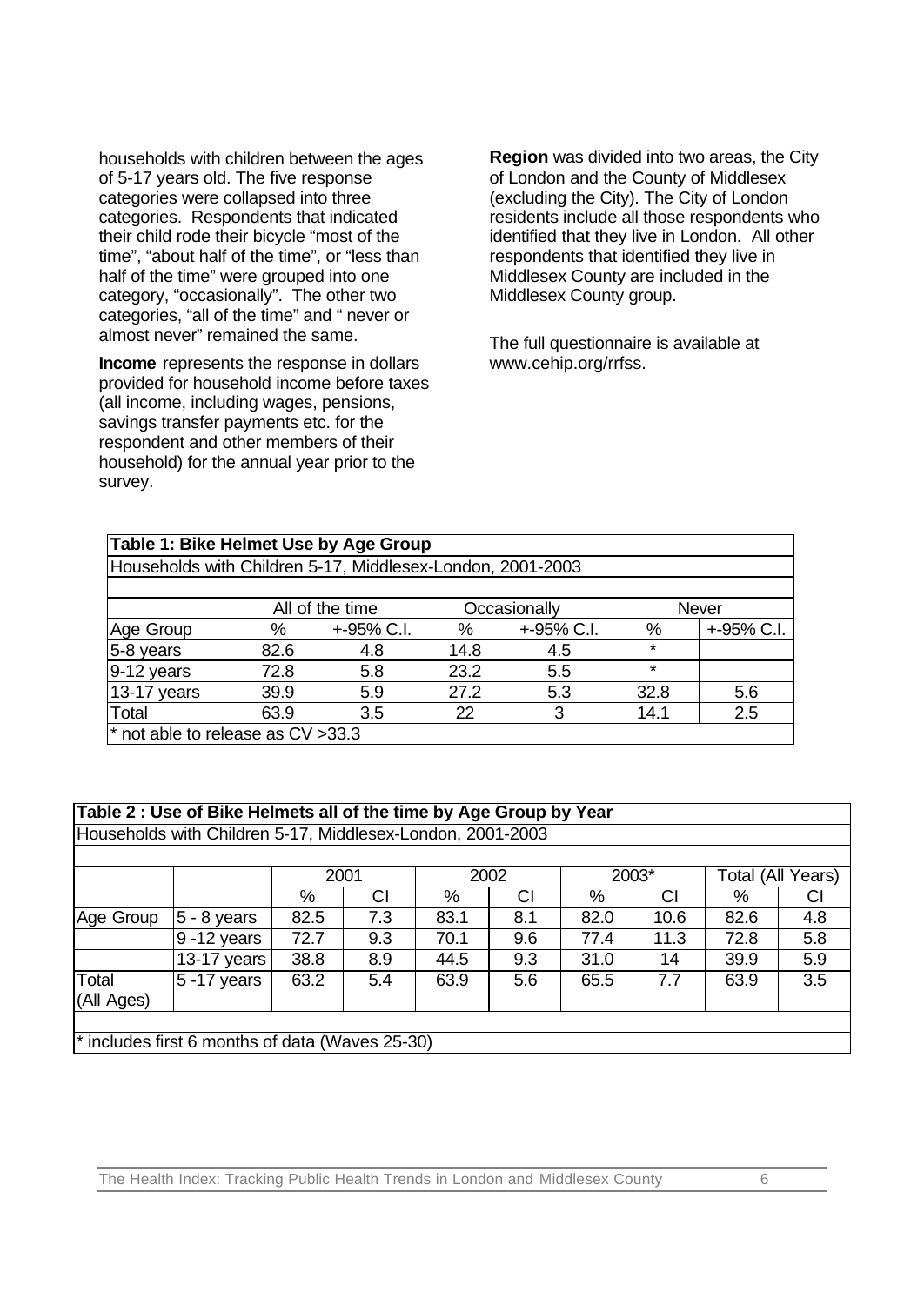households with children between the ages of 5-17 years old. The five response categories were collapsed into three categories. Respondents that indicated their child rode their bicycle "most of the time", "about half of the time", or "less than half of the time" were grouped into one category, "occasionally". The other two categories, "all of the time" and " never or almost never" remained the same.

**Income** represents the response in dollars provided for household income before taxes (all income, including wages, pensions, savings transfer payments etc. for the respondent and other members of their household) for the annual year prior to the survey.

**Region** was divided into two areas, the City of London and the County of Middlesex (excluding the City). The City of London residents include all those respondents who identified that they live in London. All other respondents that identified they live in Middlesex County are included in the Middlesex County group.

The full questionnaire is available at www.cehip.org/rrfss.

**Table 1: Bike Helmet Use by Age Group**

Households with Children 5-17, Middlesex-London, 2001-2003

| | All of the time | | Occasionally | | Never | |
|---|---|---|---|---|---|---|
| Age Group | % | +-95% C.I. | % | +-95% C.I. | % | +-95% C.I. |
| 5-8 years | 82.6 | 4.8 | 14.8 | 4.5 | * | |
| 9-12 years | 72.8 | 5.8 | 23.2 | 5.5 | * | |
| 13-17 years | 39.9 | 5.9 | 27.2 | 5.3 | 32.8 | 5.6 |
| Total | 63.9 | 3.5 | 22 | 3 | 14.1 | 2.5 |

* not able to release as CV >33.3

**Table 2 : Use of Bike Helmets all of the time by Age Group by Year**

Households with Children 5-17, Middlesex-London, 2001-2003

| | | 2001 | | 2002 | | 2003* | | Total (All Years) | |
|---|---|---|---|---|---|---|---|---|---|
| | | % | CI | % | CI | % | CI | % | CI |
| Age Group | 5 - 8 years | 82.5 | 7.3 | 83.1 | 8.1 | 82.0 | 10.6 | 82.6 | 4.8 |
| | 9 -12 years | 72.7 | 9.3 | 70.1 | 9.6 | 77.4 | 11.3 | 72.8 | 5.8 |
| | 13-17 years | 38.8 | 8.9 | 44.5 | 9.3 | 31.0 | 14 | 39.9 | 5.9 |
| Total (All Ages) | 5 -17 years | 63.2 | 5.4 | 63.9 | 5.6 | 65.5 | 7.7 | 63.9 | 3.5 |

* includes first 6 months of data (Waves 25-30)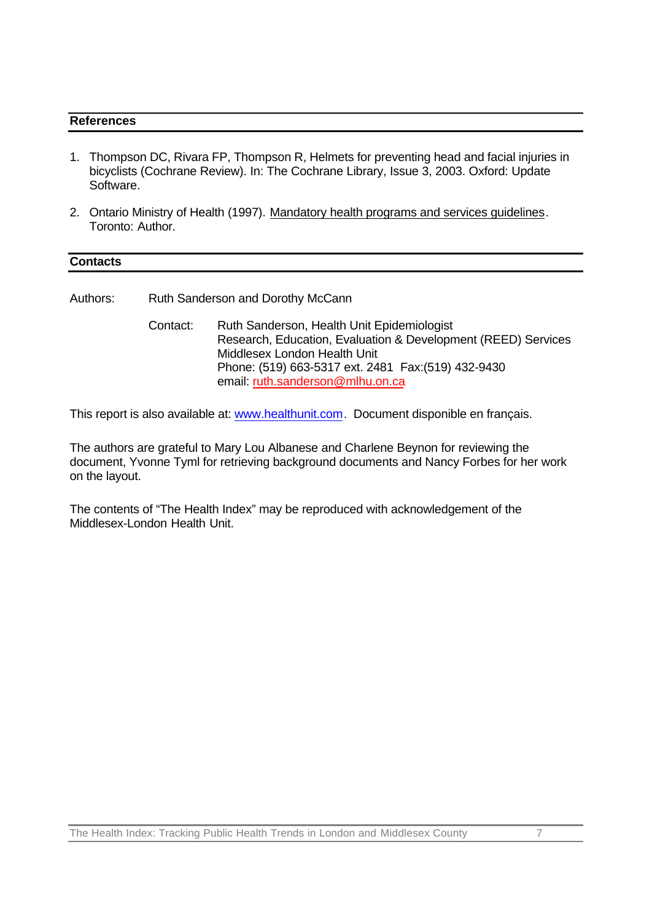## References

1. Thompson DC, Rivara FP, Thompson R, Helmets for preventing head and facial injuries in bicyclists (Cochrane Review). In: The Cochrane Library, Issue 3, 2003. Oxford: Update Software.

2. Ontario Ministry of Health (1997). Mandatory health programs and services guidelines. Toronto: Author.

## Contacts

Authors: Ruth Sanderson and Dorothy McCann

Contact: Ruth Sanderson, Health Unit Epidemiologist
Research, Education, Evaluation & Development (REED) Services
Middlesex London Health Unit
Phone: (519) 663-5317 ext. 2481 Fax:(519) 432-9430
email: ruth.sanderson@mlhu.on.ca

This report is also available at: www.healthunit.com. Document disponible en français.

The authors are grateful to Mary Lou Albanese and Charlene Beynon for reviewing the document, Yvonne Tyml for retrieving background documents and Nancy Forbes for her work on the layout.

The contents of "The Health Index" may be reproduced with acknowledgement of the Middlesex-London Health Unit.